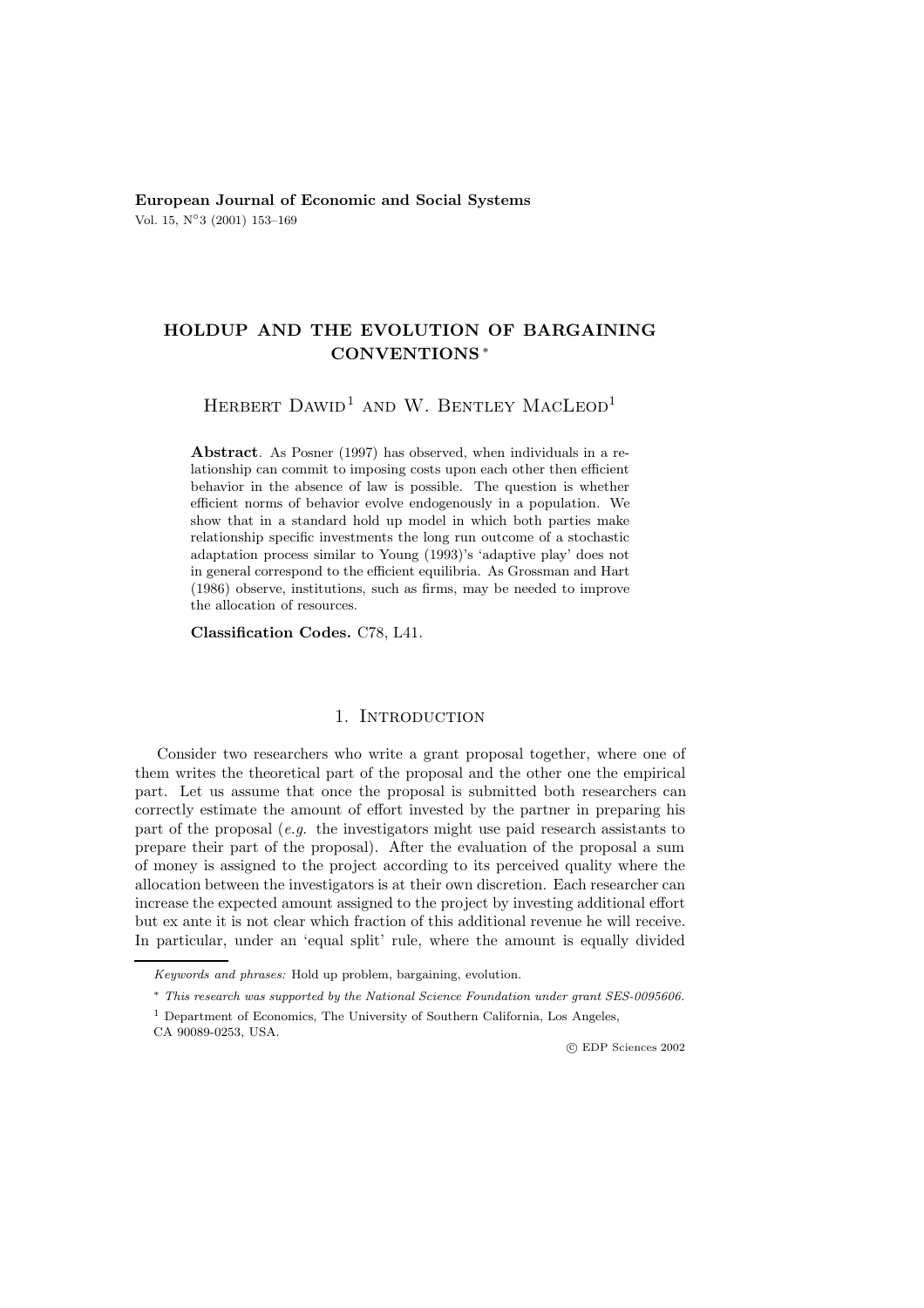**European Journal of Economic and Social Systems**
Vol. 15, N°3 (2001) 153–169

# HOLDUP AND THE EVOLUTION OF BARGAINING CONVENTIONS [*]

Herbert Dawid[1] and W. Bentley MacLeod[1]

**Abstract**. As Posner (1997) has observed, when individuals in a relationship can commit to imposing costs upon each other then efficient behavior in the absence of law is possible. The question is whether efficient norms of behavior evolve endogenously in a population. We show that in a standard hold up model in which both parties make relationship specific investments the long run outcome of a stochastic adaptation process similar to Young (1993)'s 'adaptive play' does not in general correspond to the efficient equilibria. As Grossman and Hart (1986) observe, institutions, such as firms, may be needed to improve the allocation of resources.

**Classification Codes.** C78, L41.

## 1. Introduction

Consider two researchers who write a grant proposal together, where one of them writes the theoretical part of the proposal and the other one the empirical part. Let us assume that once the proposal is submitted both researchers can correctly estimate the amount of effort invested by the partner in preparing his part of the proposal (*e.g.* the investigators might use paid research assistants to prepare their part of the proposal). After the evaluation of the proposal a sum of money is assigned to the project according to its perceived quality where the allocation between the investigators is at their own discretion. Each researcher can increase the expected amount assigned to the project by investing additional effort but ex ante it is not clear which fraction of this additional revenue he will receive. In particular, under an 'equal split' rule, where the amount is equally divided

---

*Keywords and phrases:* Hold up problem, bargaining, evolution.

[*] *This research was supported by the National Science Foundation under grant SES-0095606.*

[1] Department of Economics, The University of Southern California, Los Angeles, CA 90089-0253, USA.

© EDP Sciences 2002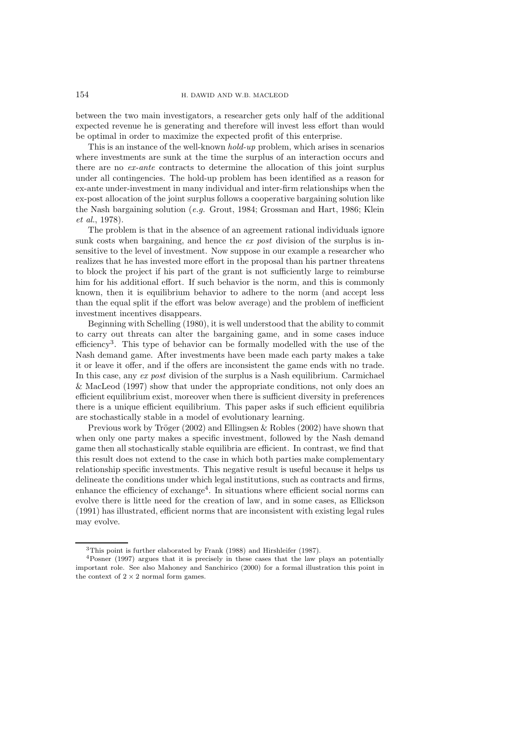between the two main investigators, a researcher gets only half of the additional expected revenue he is generating and therefore will invest less effort than would be optimal in order to maximize the expected profit of this enterprise.

This is an instance of the well-known *hold-up* problem, which arises in scenarios where investments are sunk at the time the surplus of an interaction occurs and there are no *ex-ante* contracts to determine the allocation of this joint surplus under all contingencies. The hold-up problem has been identified as a reason for ex-ante under-investment in many individual and inter-firm relationships when the ex-post allocation of the joint surplus follows a cooperative bargaining solution like the Nash bargaining solution (*e.g.* Grout, 1984; Grossman and Hart, 1986; Klein *et al.*, 1978).

The problem is that in the absence of an agreement rational individuals ignore sunk costs when bargaining, and hence the *ex post* division of the surplus is insensitive to the level of investment. Now suppose in our example a researcher who realizes that he has invested more effort in the proposal than his partner threatens to block the project if his part of the grant is not sufficiently large to reimburse him for his additional effort. If such behavior is the norm, and this is commonly known, then it is equilibrium behavior to adhere to the norm (and accept less than the equal split if the effort was below average) and the problem of inefficient investment incentives disappears.

Beginning with Schelling (1980), it is well understood that the ability to commit to carry out threats can alter the bargaining game, and in some cases induce efficiency[3]. This type of behavior can be formally modelled with the use of the Nash demand game. After investments have been made each party makes a take it or leave it offer, and if the offers are inconsistent the game ends with no trade. In this case, any *ex post* division of the surplus is a Nash equilibrium. Carmichael & MacLeod (1997) show that under the appropriate conditions, not only does an efficient equilibrium exist, moreover when there is sufficient diversity in preferences there is a unique efficient equilibrium. This paper asks if such efficient equilibria are stochastically stable in a model of evolutionary learning.

Previous work by Tröger (2002) and Ellingsen & Robles (2002) have shown that when only one party makes a specific investment, followed by the Nash demand game then all stochastically stable equilibria are efficient. In contrast, we find that this result does not extend to the case in which both parties make complementary relationship specific investments. This negative result is useful because it helps us delineate the conditions under which legal institutions, such as contracts and firms, enhance the efficiency of exchange[4]. In situations where efficient social norms can evolve there is little need for the creation of law, and in some cases, as Ellickson (1991) has illustrated, efficient norms that are inconsistent with existing legal rules may evolve.

---

[3] This point is further elaborated by Frank (1988) and Hirshleifer (1987).

[4] Posner (1997) argues that it is precisely in these cases that the law plays an potentially important role. See also Mahoney and Sanchirico (2000) for a formal illustration this point in the context of $2 \times 2$ normal form games.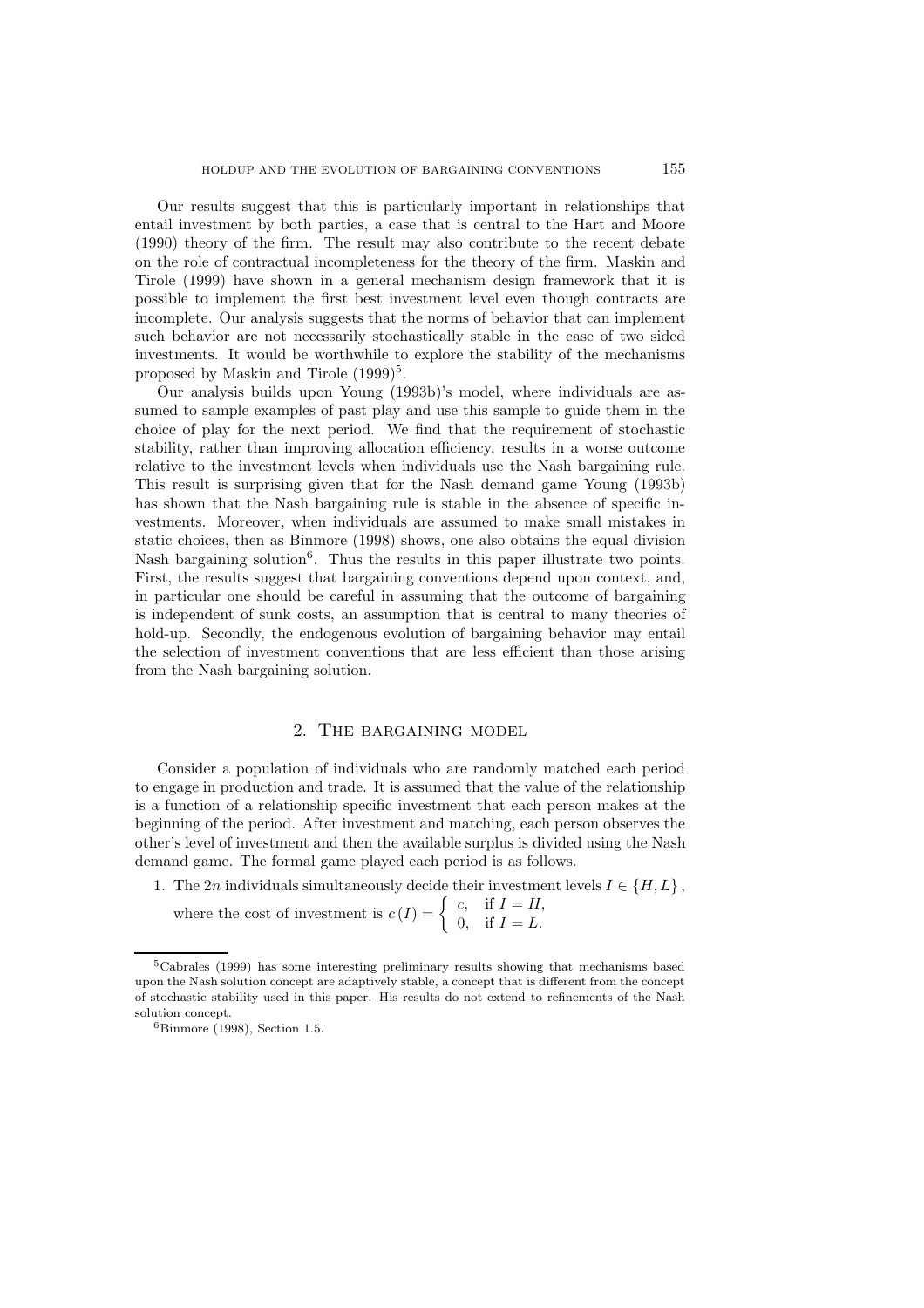Our results suggest that this is particularly important in relationships that entail investment by both parties, a case that is central to the Hart and Moore (1990) theory of the firm. The result may also contribute to the recent debate on the role of contractual incompleteness for the theory of the firm. Maskin and Tirole (1999) have shown in a general mechanism design framework that it is possible to implement the first best investment level even though contracts are incomplete. Our analysis suggests that the norms of behavior that can implement such behavior are not necessarily stochastically stable in the case of two sided investments. It would be worthwhile to explore the stability of the mechanisms proposed by Maskin and Tirole (1999)[5].

Our analysis builds upon Young (1993b)'s model, where individuals are assumed to sample examples of past play and use this sample to guide them in the choice of play for the next period. We find that the requirement of stochastic stability, rather than improving allocation efficiency, results in a worse outcome relative to the investment levels when individuals use the Nash bargaining rule. This result is surprising given that for the Nash demand game Young (1993b) has shown that the Nash bargaining rule is stable in the absence of specific investments. Moreover, when individuals are assumed to make small mistakes in static choices, then as Binmore (1998) shows, one also obtains the equal division Nash bargaining solution[6]. Thus the results in this paper illustrate two points. First, the results suggest that bargaining conventions depend upon context, and, in particular one should be careful in assuming that the outcome of bargaining is independent of sunk costs, an assumption that is central to many theories of hold-up. Secondly, the endogenous evolution of bargaining behavior may entail the selection of investment conventions that are less efficient than those arising from the Nash bargaining solution.

## 2. The bargaining model

Consider a population of individuals who are randomly matched each period to engage in production and trade. It is assumed that the value of the relationship is a function of a relationship specific investment that each person makes at the beginning of the period. After investment and matching, each person observes the other's level of investment and then the available surplus is divided using the Nash demand game. The formal game played each period is as follows.

1. The $2n$ individuals simultaneously decide their investment levels $I \in \{H, L\}$, where the cost of investment is $c(I) = \begin{cases} c, & \text{if } I = H, \\ 0, & \text{if } I = L. \end{cases}$

---

[5] Cabrales (1999) has some interesting preliminary results showing that mechanisms based upon the Nash solution concept are adaptively stable, a concept that is different from the concept of stochastic stability used in this paper. His results do not extend to refinements of the Nash solution concept.

[6] Binmore (1998), Section 1.5.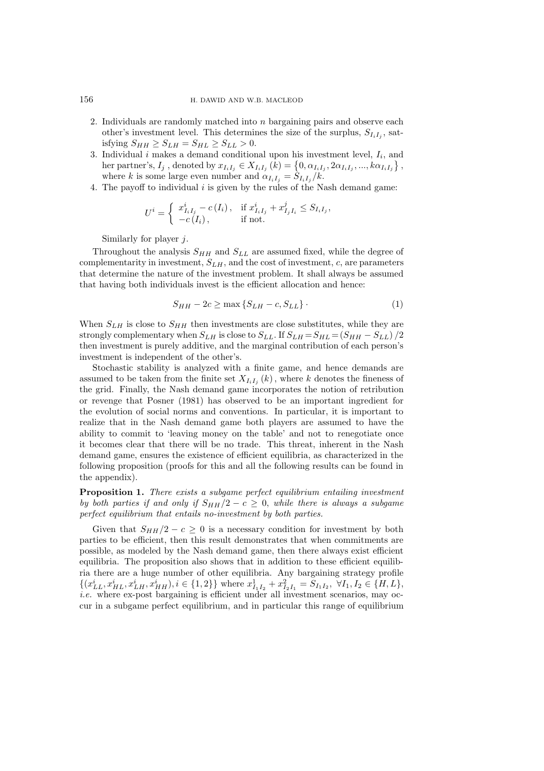2. Individuals are randomly matched into $n$ bargaining pairs and observe each other's investment level. This determines the size of the surplus, $S_{I_iI_j}$, satisfying $S_{HH} \geq S_{LH} = S_{HL} \geq S_{LL} > 0$.
3. Individual $i$ makes a demand conditional upon his investment level, $I_i$, and her partner's, $I_j$, denoted by $x_{I_iI_j} \in X_{I_iI_j}(k) = \{0, \alpha_{I_iI_j}, 2\alpha_{I_iI_j}, ..., k\alpha_{I_iI_j}\}$, where $k$ is some large even number and $\alpha_{I_iI_j} = S_{I_iI_j}/k$.
4. The payoff to individual $i$ is given by the rules of the Nash demand game:

$$U^i = \begin{cases} x^i_{I_iI_j} - c(I_i), & \text{if } x^i_{I_iI_j} + x^j_{I_jI_i} \leq S_{I_iI_j}, \\ -c(I_i), & \text{if not.} \end{cases}$$

Similarly for player $j$.

Throughout the analysis $S_{HH}$ and $S_{LL}$ are assumed fixed, while the degree of complementarity in investment, $S_{LH}$, and the cost of investment, $c$, are parameters that determine the nature of the investment problem. It shall always be assumed that having both individuals invest is the efficient allocation and hence:

$$S_{HH} - 2c \geq \max\{S_{LH} - c, S_{LL}\}. \tag{1}$$

When $S_{LH}$ is close to $S_{HH}$ then investments are close substitutes, while they are strongly complementary when $S_{LH}$ is close to $S_{LL}$. If $S_{LH} = S_{HL} = (S_{HH} - S_{LL})/2$ then investment is purely additive, and the marginal contribution of each person's investment is independent of the other's.

Stochastic stability is analyzed with a finite game, and hence demands are assumed to be taken from the finite set $X_{I_iI_j}(k)$, where $k$ denotes the fineness of the grid. Finally, the Nash demand game incorporates the notion of retribution or revenge that Posner (1981) has observed to be an important ingredient for the evolution of social norms and conventions. In particular, it is important to realize that in the Nash demand game both players are assumed to have the ability to commit to 'leaving money on the table' and not to renegotiate once it becomes clear that there will be no trade. This threat, inherent in the Nash demand game, ensures the existence of efficient equilibria, as characterized in the following proposition (proofs for this and all the following results can be found in the appendix).

**Proposition 1.** *There exists a subgame perfect equilibrium entailing investment by both parties if and only if $S_{HH}/2 - c \geq 0$, while there is always a subgame perfect equilibrium that entails no-investment by both parties.*

Given that $S_{HH}/2 - c \geq 0$ is a necessary condition for investment by both parties to be efficient, then this result demonstrates that when commitments are possible, as modeled by the Nash demand game, then there always exist efficient equilibria. The proposition also shows that in addition to these efficient equilibria there are a huge number of other equilibria. Any bargaining strategy profile $\{(x^i_{LL}, x^i_{HL}, x^i_{LH}, x^i_{HH}), i \in \{1, 2\}\}$ where $x^1_{I_1I_2} + x^2_{I_2I_1} = S_{I_1I_2}$, $\forall I_1, I_2 \in \{H, L\}$, *i.e.* where ex-post bargaining is efficient under all investment scenarios, may occur in a subgame perfect equilibrium, and in particular this range of equilibrium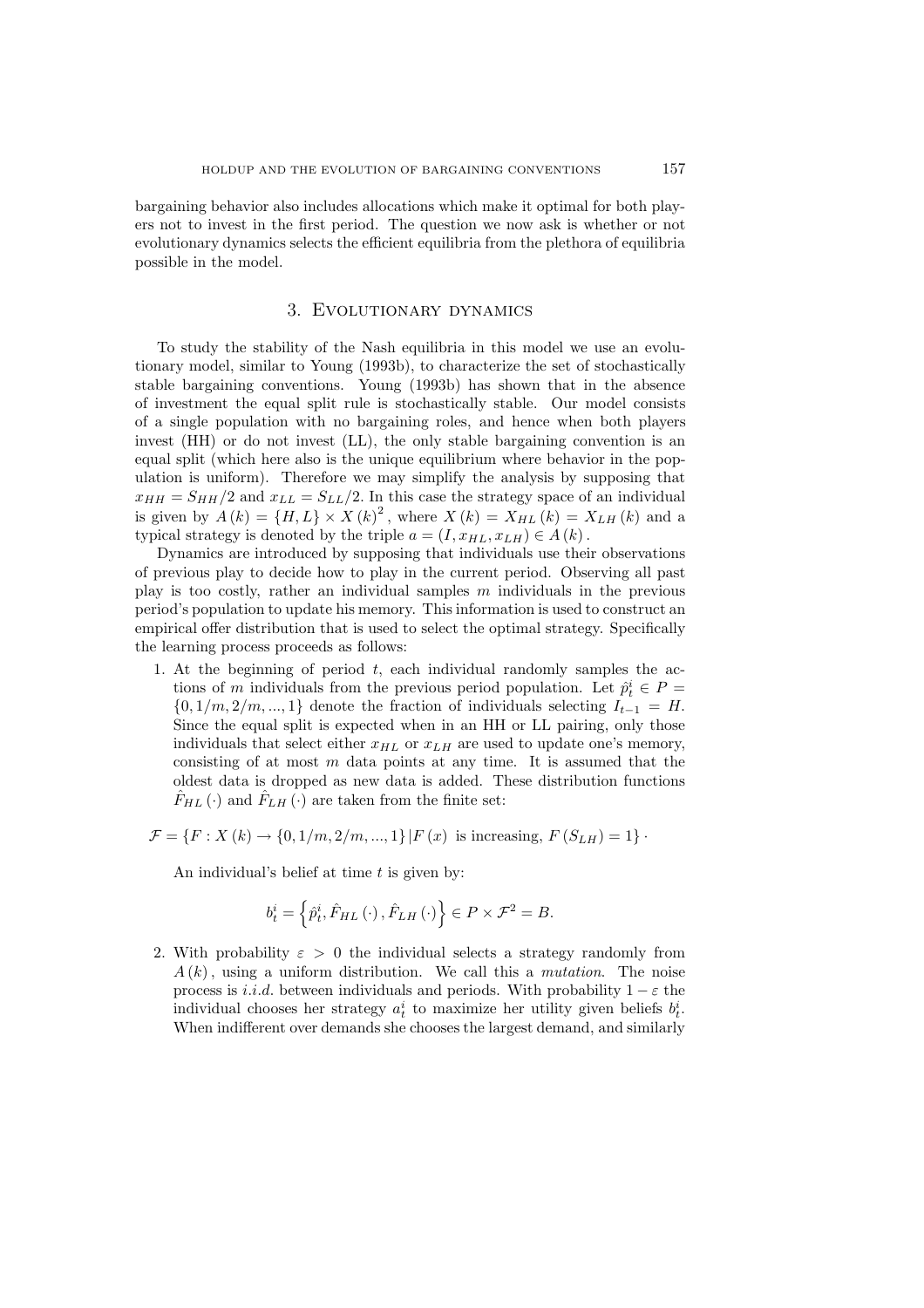bargaining behavior also includes allocations which make it optimal for both players not to invest in the first period. The question we now ask is whether or not evolutionary dynamics selects the efficient equilibria from the plethora of equilibria possible in the model.

## 3. Evolutionary dynamics

To study the stability of the Nash equilibria in this model we use an evolutionary model, similar to Young (1993b), to characterize the set of stochastically stable bargaining conventions. Young (1993b) has shown that in the absence of investment the equal split rule is stochastically stable. Our model consists of a single population with no bargaining roles, and hence when both players invest (HH) or do not invest (LL), the only stable bargaining convention is an equal split (which here also is the unique equilibrium where behavior in the population is uniform). Therefore we may simplify the analysis by supposing that $x_{HH} = S_{HH}/2$ and $x_{LL} = S_{LL}/2$. In this case the strategy space of an individual is given by $A(k) = \{H, L\} \times X(k)^2$, where $X(k) = X_{HL}(k) = X_{LH}(k)$ and a typical strategy is denoted by the triple $a = (I, x_{HL}, x_{LH}) \in A(k)$.

Dynamics are introduced by supposing that individuals use their observations of previous play to decide how to play in the current period. Observing all past play is too costly, rather an individual samples $m$ individuals in the previous period's population to update his memory. This information is used to construct an empirical offer distribution that is used to select the optimal strategy. Specifically the learning process proceeds as follows:

1. At the beginning of period $t$, each individual randomly samples the actions of $m$ individuals from the previous period population. Let $\hat{p}_t^i \in P = \{0, 1/m, 2/m, ..., 1\}$ denote the fraction of individuals selecting $I_{t-1} = H$. Since the equal split is expected when in an HH or LL pairing, only those individuals that select either $x_{HL}$ or $x_{LH}$ are used to update one's memory, consisting of at most $m$ data points at any time. It is assumed that the oldest data is dropped as new data is added. These distribution functions $\hat{F}_{HL}(\cdot)$ and $\hat{F}_{LH}(\cdot)$ are taken from the finite set:

$$\mathcal{F} = \{F : X(k) \to \{0, 1/m, 2/m, ..., 1\} \,|\, F(x) \text{ is increasing}, F(S_{LH}) = 1\} \cdot$$

   An individual's belief at time $t$ is given by:

$$b_t^i = \left\{\hat{p}_t^i, \hat{F}_{HL}(\cdot), \hat{F}_{LH}(\cdot)\right\} \in P \times \mathcal{F}^2 = B.$$

2. With probability $\varepsilon > 0$ the individual selects a strategy randomly from $A(k)$, using a uniform distribution. We call this a *mutation*. The noise process is *i.i.d.* between individuals and periods. With probability $1 - \varepsilon$ the individual chooses her strategy $a_t^i$ to maximize her utility given beliefs $b_t^i$. When indifferent over demands she chooses the largest demand, and similarly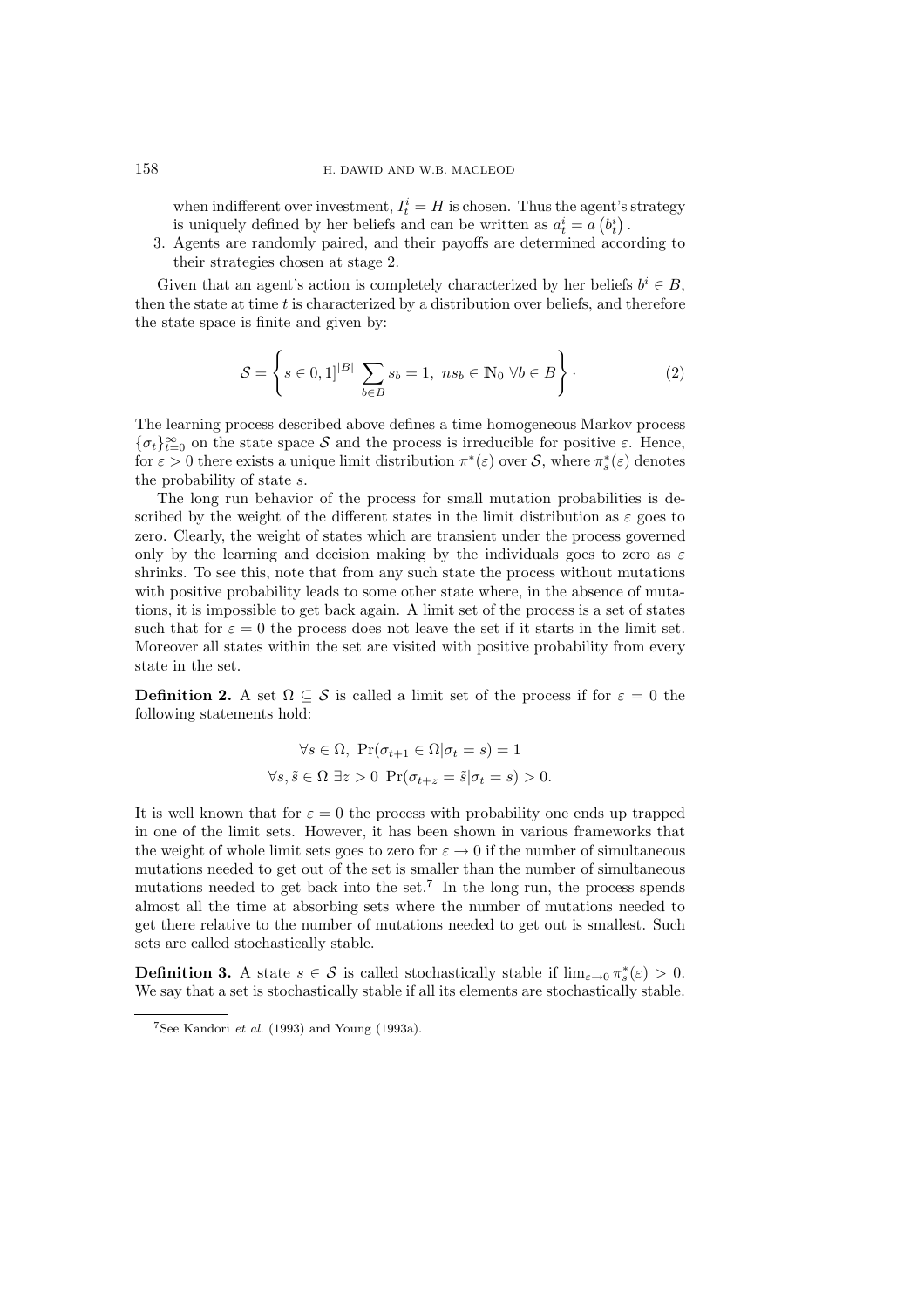when indifferent over investment, $I_t^i = H$ is chosen. Thus the agent's strategy is uniquely defined by her beliefs and can be written as $a_t^i = a\left(b_t^i\right)$.

3. Agents are randomly paired, and their payoffs are determined according to their strategies chosen at stage 2.

Given that an agent's action is completely characterized by her beliefs $b^i \in B$, then the state at time $t$ is characterized by a distribution over beliefs, and therefore the state space is finite and given by:

$$\mathcal{S} = \left\{ s \in 0, 1]^{|B|} | \sum_{b \in B} s_b = 1, \; ns_b \in \mathbb{N}_0 \; \forall b \in B \right\}. \tag{2}$$

The learning process described above defines a time homogeneous Markov process $\{\sigma_t\}_{t=0}^{\infty}$ on the state space $\mathcal{S}$ and the process is irreducible for positive $\varepsilon$. Hence, for $\varepsilon > 0$ there exists a unique limit distribution $\pi^*(\varepsilon)$ over $\mathcal{S}$, where $\pi_s^*(\varepsilon)$ denotes the probability of state $s$.

The long run behavior of the process for small mutation probabilities is described by the weight of the different states in the limit distribution as $\varepsilon$ goes to zero. Clearly, the weight of states which are transient under the process governed only by the learning and decision making by the individuals goes to zero as $\varepsilon$ shrinks. To see this, note that from any such state the process without mutations with positive probability leads to some other state where, in the absence of mutations, it is impossible to get back again. A limit set of the process is a set of states such that for $\varepsilon = 0$ the process does not leave the set if it starts in the limit set. Moreover all states within the set are visited with positive probability from every state in the set.

**Definition 2.** A set $\Omega \subseteq \mathcal{S}$ is called a limit set of the process if for $\varepsilon = 0$ the following statements hold:

$$\forall s \in \Omega, \; \Pr(\sigma_{t+1} \in \Omega | \sigma_t = s) = 1$$

$$\forall s, \tilde{s} \in \Omega \; \exists z > 0 \; \Pr(\sigma_{t+z} = \tilde{s} | \sigma_t = s) > 0.$$

It is well known that for $\varepsilon = 0$ the process with probability one ends up trapped in one of the limit sets. However, it has been shown in various frameworks that the weight of whole limit sets goes to zero for $\varepsilon \to 0$ if the number of simultaneous mutations needed to get out of the set is smaller than the number of simultaneous mutations needed to get back into the set.[7] In the long run, the process spends almost all the time at absorbing sets where the number of mutations needed to get there relative to the number of mutations needed to get out is smallest. Such sets are called stochastically stable.

**Definition 3.** A state $s \in \mathcal{S}$ is called stochastically stable if $\lim_{\varepsilon \to 0} \pi_s^*(\varepsilon) > 0$. We say that a set is stochastically stable if all its elements are stochastically stable.

---

[7] See Kandori *et al.* (1993) and Young (1993a).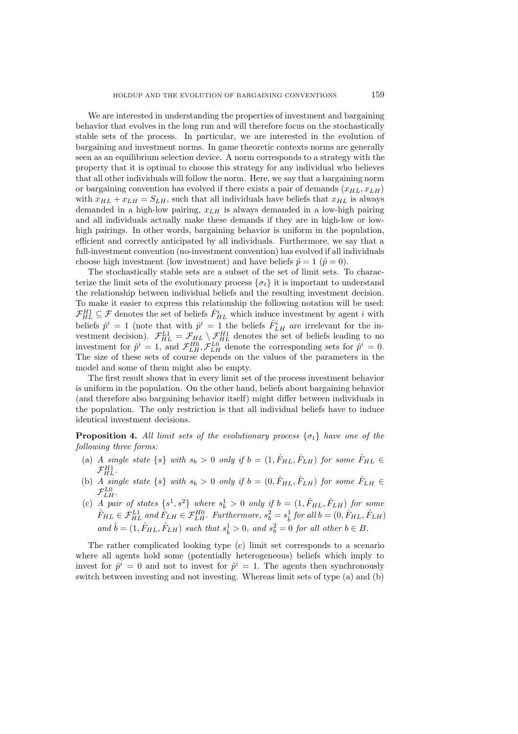We are interested in understanding the properties of investment and bargaining behavior that evolves in the long run and will therefore focus on the stochastically stable sets of the process. In particular, we are interested in the evolution of bargaining and investment norms. In game theoretic contexts norms are generally seen as an equilibrium selection device. A norm corresponds to a strategy with the property that it is optimal to choose this strategy for any individual who believes that all other individuals will follow the norm. Here, we say that a bargaining norm or bargaining convention has evolved if there exists a pair of demands $(x_{HL}, x_{LH})$ with $x_{HL} + x_{LH} = S_{LH}$, such that all individuals have beliefs that $x_{HL}$ is always demanded in a high-low pairing, $x_{LH}$ is always demanded in a low-high pairing and all individuals actually make these demands if they are in high-low or low-high pairings. In other words, bargaining behavior is uniform in the population, efficient and correctly anticipated by all individuals. Furthermore, we say that a full-investment convention (no-investment convention) has evolved if all individuals choose high investment (low investment) and have beliefs $\hat{p} = 1$ ($\hat{p} = 0$).

The stochastically stable sets are a subset of the set of limit sets. To characterize the limit sets of the evolutionary process $\{\sigma_t\}$ it is important to understand the relationship between individual beliefs and the resulting investment decision. To make it easier to express this relationship the following notation will be used: $\mathcal{F}^{H1}_{HL} \subseteq \mathcal{F}$ denotes the set of beliefs $\hat{F}^i_{HL}$ which induce investment by agent $i$ with beliefs $\hat{p}^i = 1$ (note that with $\hat{p}^i = 1$ the beliefs $\hat{F}^i_{LH}$ are irrelevant for the investment decision). $\mathcal{F}^{L1}_{HL} = \mathcal{F}_{HL} \setminus \mathcal{F}^{H1}_{HL}$ denotes the set of beliefs leading to no investment for $\hat{p}^i = 1$, and $\mathcal{F}^{H0}_{LH}, \mathcal{F}^{L0}_{LH}$ denote the corresponding sets for $\hat{p}^i = 0$. The size of these sets of course depends on the values of the parameters in the model and some of them might also be empty.

The first result shows that in every limit set of the process investment behavior is uniform in the population. On the other hand, beliefs about bargaining behavior (and therefore also bargaining behavior itself) might differ between individuals in the population. The only restriction is that all individual beliefs have to induce identical investment decisions.

**Proposition 4.** *All limit sets of the evolutionary process $\{\sigma_t\}$ have one of the following three forms:*

(a) *A single state $\{s\}$ with $s_b > 0$ only if $b = (1, \hat{F}_{HL}, \hat{F}_{LH})$ for some $\hat{F}_{HL} \in \mathcal{F}^{H1}_{HL}$.*

(b) *A single state $\{s\}$ with $s_b > 0$ only if $b = (0, \hat{F}_{HL}, \hat{F}_{LH})$ for some $\hat{F}_{LH} \in \mathcal{F}^{L0}_{LH}$.*

(c) *A pair of states $\{s^1, s^2\}$ where $s^1_b > 0$ only if $b = (1, \hat{F}_{HL}, \hat{F}_{LH})$ for some $\hat{F}_{HL} \in \mathcal{F}^{L1}_{HL}$ and $\hat{F}_{LH} \in \mathcal{F}^{H0}_{LH}$. Furthermore, $s^2_b = s^1_{\tilde{b}}$ for all $b = (0, \hat{F}_{HL}, \hat{F}_{LH})$ and $\tilde{b} = (1, \hat{F}_{HL}, \hat{F}_{LH})$ such that $s^1_{\tilde{b}} > 0$, and $s^2_b = 0$ for all other $b \in B$.*

The rather complicated looking type (c) limit set corresponds to a scenario where all agents hold some (potentially heterogeneous) beliefs which imply to invest for $\hat{p}^i = 0$ and not to invest for $\hat{p}^i = 1$. The agents then synchronously switch between investing and not investing. Whereas limit sets of type (a) and (b)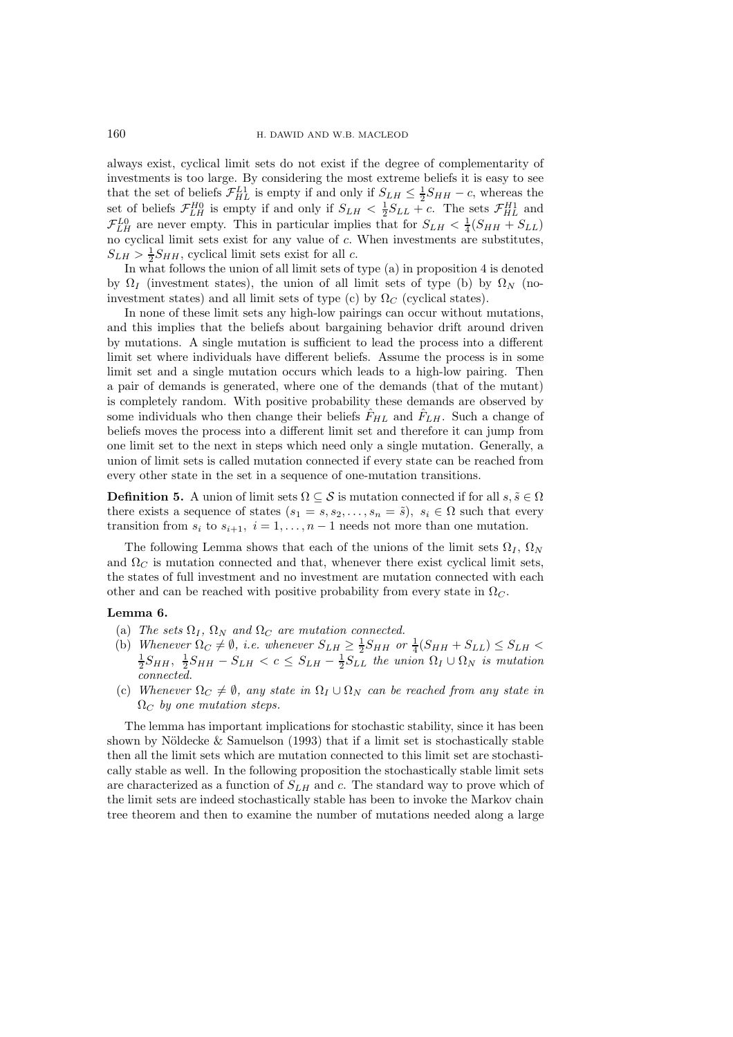always exist, cyclical limit sets do not exist if the degree of complementarity of investments is too large. By considering the most extreme beliefs it is easy to see that the set of beliefs $\mathcal{F}_{HL}^{L1}$ is empty if and only if $S_{LH} \leq \frac{1}{2}S_{HH} - c$, whereas the set of beliefs $\mathcal{F}_{LH}^{H0}$ is empty if and only if $S_{LH} < \frac{1}{2}S_{LL} + c$. The sets $\mathcal{F}_{HL}^{H1}$ and $\mathcal{F}_{LH}^{L0}$ are never empty. This in particular implies that for $S_{LH} < \frac{1}{4}(S_{HH} + S_{LL})$ no cyclical limit sets exist for any value of $c$. When investments are substitutes, $S_{LH} > \frac{1}{2}S_{HH}$, cyclical limit sets exist for all $c$.

In what follows the union of all limit sets of type (a) in proposition 4 is denoted by $\Omega_I$ (investment states), the union of all limit sets of type (b) by $\Omega_N$ (no-investment states) and all limit sets of type (c) by $\Omega_C$ (cyclical states).

In none of these limit sets any high-low pairings can occur without mutations, and this implies that the beliefs about bargaining behavior drift around driven by mutations. A single mutation is sufficient to lead the process into a different limit set where individuals have different beliefs. Assume the process is in some limit set and a single mutation occurs which leads to a high-low pairing. Then a pair of demands is generated, where one of the demands (that of the mutant) is completely random. With positive probability these demands are observed by some individuals who then change their beliefs $\hat{F}_{HL}$ and $\hat{F}_{LH}$. Such a change of beliefs moves the process into a different limit set and therefore it can jump from one limit set to the next in steps which need only a single mutation. Generally, a union of limit sets is called mutation connected if every state can be reached from every other state in the set in a sequence of one-mutation transitions.

**Definition 5.** A union of limit sets $\Omega \subseteq \mathcal{S}$ is mutation connected if for all $s, \tilde{s} \in \Omega$ there exists a sequence of states $(s_1 = s, s_2, \ldots, s_n = \tilde{s}),\ s_i \in \Omega$ such that every transition from $s_i$ to $s_{i+1},\ i = 1, \ldots, n-1$ needs not more than one mutation.

The following Lemma shows that each of the unions of the limit sets $\Omega_I$, $\Omega_N$ and $\Omega_C$ is mutation connected and that, whenever there exist cyclical limit sets, the states of full investment and no investment are mutation connected with each other and can be reached with positive probability from every state in $\Omega_C$.

**Lemma 6.**

(a) *The sets $\Omega_I$, $\Omega_N$ and $\Omega_C$ are mutation connected.*

(b) *Whenever $\Omega_C \neq \emptyset$, i.e. whenever $S_{LH} \geq \frac{1}{2}S_{HH}$ or $\frac{1}{4}(S_{HH} + S_{LL}) \leq S_{LH} < \frac{1}{2}S_{HH},\ \frac{1}{2}S_{HH} - S_{LH} < c \leq S_{LH} - \frac{1}{2}S_{LL}$ the union $\Omega_I \cup \Omega_N$ is mutation connected.*

(c) *Whenever $\Omega_C \neq \emptyset$, any state in $\Omega_I \cup \Omega_N$ can be reached from any state in $\Omega_C$ by one mutation steps.*

The lemma has important implications for stochastic stability, since it has been shown by Nöldecke & Samuelson (1993) that if a limit set is stochastically stable then all the limit sets which are mutation connected to this limit set are stochastically stable as well. In the following proposition the stochastically stable limit sets are characterized as a function of $S_{LH}$ and $c$. The standard way to prove which of the limit sets are indeed stochastically stable has been to invoke the Markov chain tree theorem and then to examine the number of mutations needed along a large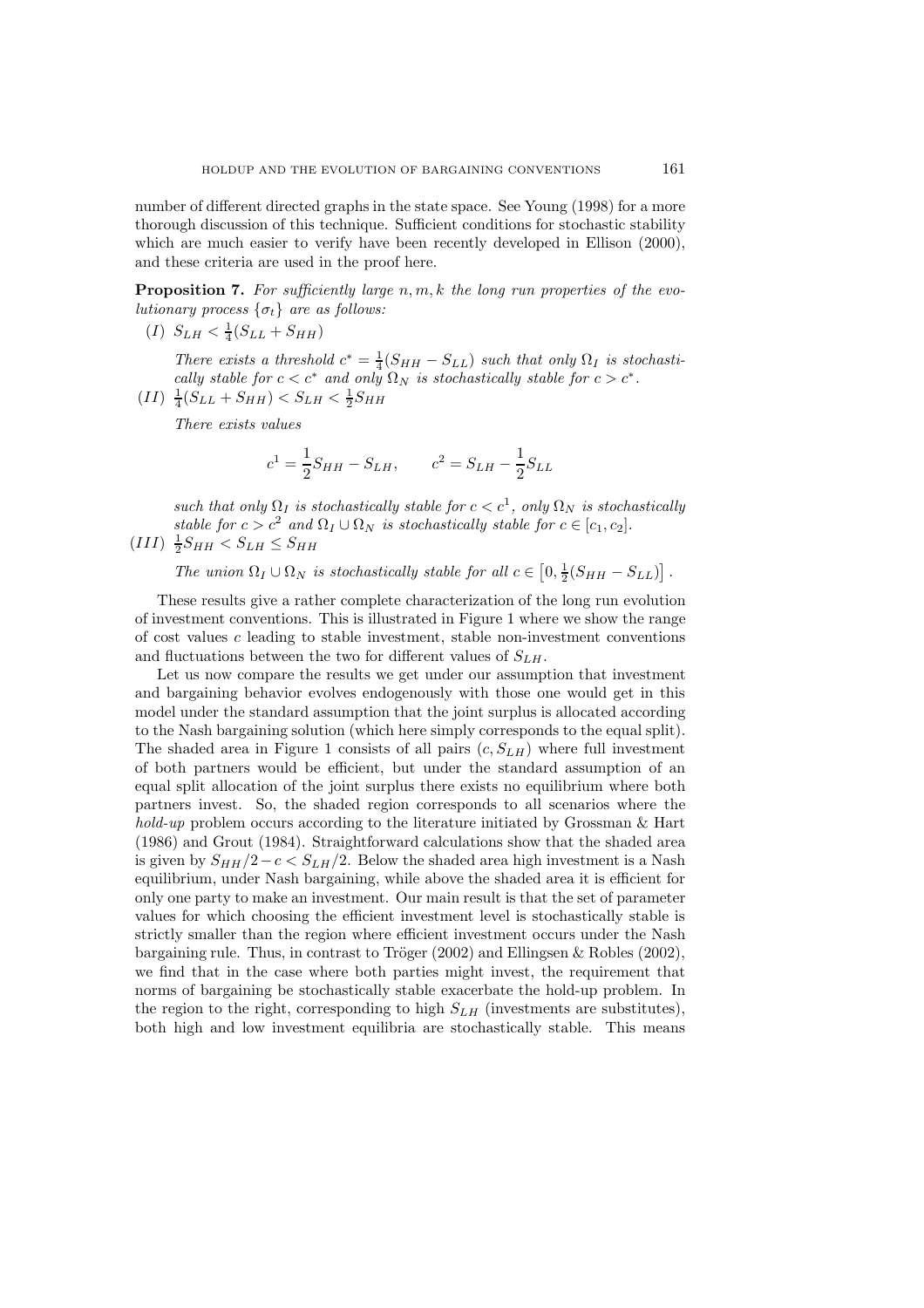number of different directed graphs in the state space. See Young (1998) for a more thorough discussion of this technique. Sufficient conditions for stochastic stability which are much easier to verify have been recently developed in Ellison (2000), and these criteria are used in the proof here.

**Proposition 7.** *For sufficiently large $n, m, k$ the long run properties of the evolutionary process $\{\sigma_t\}$ are as follows:*

$(I)$ $S_{LH} < \frac{1}{4}(S_{LL} + S_{HH})$

*There exists a threshold $c^* = \frac{1}{4}(S_{HH} - S_{LL})$ such that only $\Omega_I$ is stochastically stable for $c < c^*$ and only $\Omega_N$ is stochastically stable for $c > c^*$.*

$(II)$ $\frac{1}{4}(S_{LL} + S_{HH}) < S_{LH} < \frac{1}{2}S_{HH}$

*There exists values*

$$c^1 = \frac{1}{2}S_{HH} - S_{LH}, \qquad c^2 = S_{LH} - \frac{1}{2}S_{LL}$$

*such that only $\Omega_I$ is stochastically stable for $c < c^1$, only $\Omega_N$ is stochastically stable for $c > c^2$ and $\Omega_I \cup \Omega_N$ is stochastically stable for $c \in [c_1, c_2]$.*

$(III)$ $\frac{1}{2}S_{HH} < S_{LH} \leq S_{HH}$

*The union $\Omega_I \cup \Omega_N$ is stochastically stable for all $c \in \left[0, \frac{1}{2}(S_{HH} - S_{LL})\right]$.*

These results give a rather complete characterization of the long run evolution of investment conventions. This is illustrated in Figure 1 where we show the range of cost values $c$ leading to stable investment, stable non-investment conventions and fluctuations between the two for different values of $S_{LH}$.

Let us now compare the results we get under our assumption that investment and bargaining behavior evolves endogenously with those one would get in this model under the standard assumption that the joint surplus is allocated according to the Nash bargaining solution (which here simply corresponds to the equal split). The shaded area in Figure 1 consists of all pairs $(c, S_{LH})$ where full investment of both partners would be efficient, but under the standard assumption of an equal split allocation of the joint surplus there exists no equilibrium where both partners invest. So, the shaded region corresponds to all scenarios where the *hold-up* problem occurs according to the literature initiated by Grossman & Hart (1986) and Grout (1984). Straightforward calculations show that the shaded area is given by $S_{HH}/2 - c < S_{LH}/2$. Below the shaded area high investment is a Nash equilibrium, under Nash bargaining, while above the shaded area it is efficient for only one party to make an investment. Our main result is that the set of parameter values for which choosing the efficient investment level is stochastically stable is strictly smaller than the region where efficient investment occurs under the Nash bargaining rule. Thus, in contrast to Tröger (2002) and Ellingsen & Robles (2002), we find that in the case where both parties might invest, the requirement that norms of bargaining be stochastically stable exacerbate the hold-up problem. In the region to the right, corresponding to high $S_{LH}$ (investments are substitutes), both high and low investment equilibria are stochastically stable. This means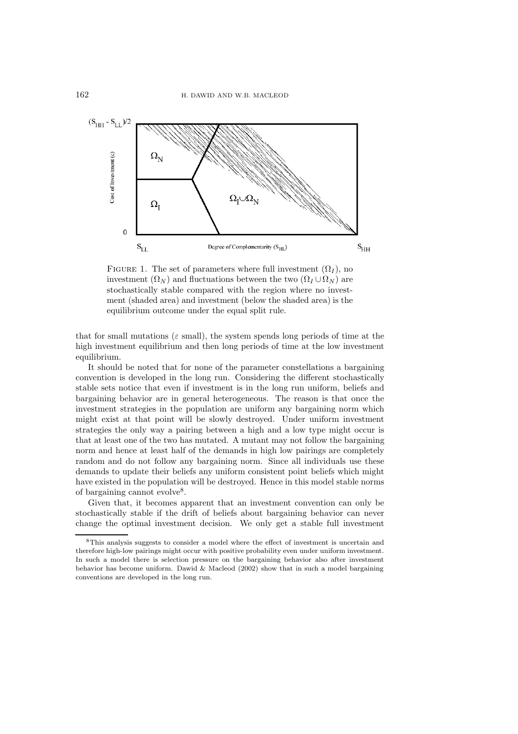FIGURE 1. The set of parameters where full investment ($\Omega_I$), no investment ($\Omega_N$) and fluctuations between the two ($\Omega_I \cup \Omega_N$) are stochastically stable compared with the region where no investment (shaded area) and investment (below the shaded area) is the equilibrium outcome under the equal split rule.

that for small mutations ($\varepsilon$ small), the system spends long periods of time at the high investment equilibrium and then long periods of time at the low investment equilibrium.

It should be noted that for none of the parameter constellations a bargaining convention is developed in the long run. Considering the different stochastically stable sets notice that even if investment is in the long run uniform, beliefs and bargaining behavior are in general heterogeneous. The reason is that once the investment strategies in the population are uniform any bargaining norm which might exist at that point will be slowly destroyed. Under uniform investment strategies the only way a pairing between a high and a low type might occur is that at least one of the two has mutated. A mutant may not follow the bargaining norm and hence at least half of the demands in high low pairings are completely random and do not follow any bargaining norm. Since all individuals use these demands to update their beliefs any uniform consistent point beliefs which might have existed in the population will be destroyed. Hence in this model stable norms of bargaining cannot evolve[8].

Given that, it becomes apparent that an investment convention can only be stochastically stable if the drift of beliefs about bargaining behavior can never change the optimal investment decision. We only get a stable full investment

[8]This analysis suggests to consider a model where the effect of investment is uncertain and therefore high-low pairings might occur with positive probability even under uniform investment. In such a model there is selection pressure on the bargaining behavior also after investment behavior has become uniform. Dawid & Macleod (2002) show that in such a model bargaining conventions are developed in the long run.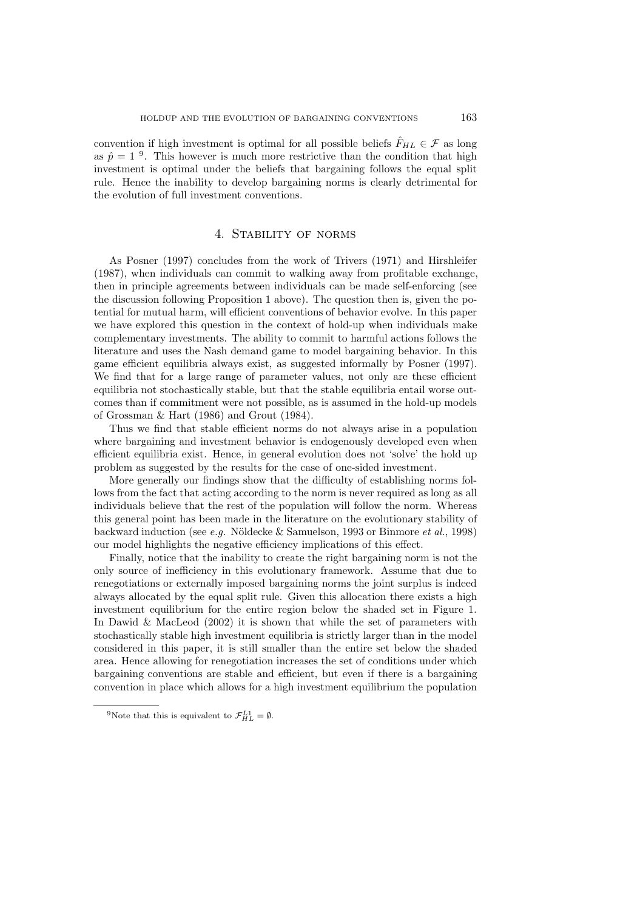convention if high investment is optimal for all possible beliefs $\hat{F}_{HL} \in \mathcal{F}$ as long as $\hat{p} = 1$ [9]. This however is much more restrictive than the condition that high investment is optimal under the beliefs that bargaining follows the equal split rule. Hence the inability to develop bargaining norms is clearly detrimental for the evolution of full investment conventions.

## 4. Stability of norms

As Posner (1997) concludes from the work of Trivers (1971) and Hirshleifer (1987), when individuals can commit to walking away from profitable exchange, then in principle agreements between individuals can be made self-enforcing (see the discussion following Proposition 1 above). The question then is, given the potential for mutual harm, will efficient conventions of behavior evolve. In this paper we have explored this question in the context of hold-up when individuals make complementary investments. The ability to commit to harmful actions follows the literature and uses the Nash demand game to model bargaining behavior. In this game efficient equilibria always exist, as suggested informally by Posner (1997). We find that for a large range of parameter values, not only are these efficient equilibria not stochastically stable, but that the stable equilibria entail worse outcomes than if commitment were not possible, as is assumed in the hold-up models of Grossman & Hart (1986) and Grout (1984).

Thus we find that stable efficient norms do not always arise in a population where bargaining and investment behavior is endogenously developed even when efficient equilibria exist. Hence, in general evolution does not 'solve' the hold up problem as suggested by the results for the case of one-sided investment.

More generally our findings show that the difficulty of establishing norms follows from the fact that acting according to the norm is never required as long as all individuals believe that the rest of the population will follow the norm. Whereas this general point has been made in the literature on the evolutionary stability of backward induction (see *e.g.* Nöldecke & Samuelson, 1993 or Binmore *et al.*, 1998) our model highlights the negative efficiency implications of this effect.

Finally, notice that the inability to create the right bargaining norm is not the only source of inefficiency in this evolutionary framework. Assume that due to renegotiations or externally imposed bargaining norms the joint surplus is indeed always allocated by the equal split rule. Given this allocation there exists a high investment equilibrium for the entire region below the shaded set in Figure 1. In Dawid & MacLeod (2002) it is shown that while the set of parameters with stochastically stable high investment equilibria is strictly larger than in the model considered in this paper, it is still smaller than the entire set below the shaded area. Hence allowing for renegotiation increases the set of conditions under which bargaining conventions are stable and efficient, but even if there is a bargaining convention in place which allows for a high investment equilibrium the population

[9] Note that this is equivalent to $\mathcal{F}_{HL}^{L1} = \emptyset$.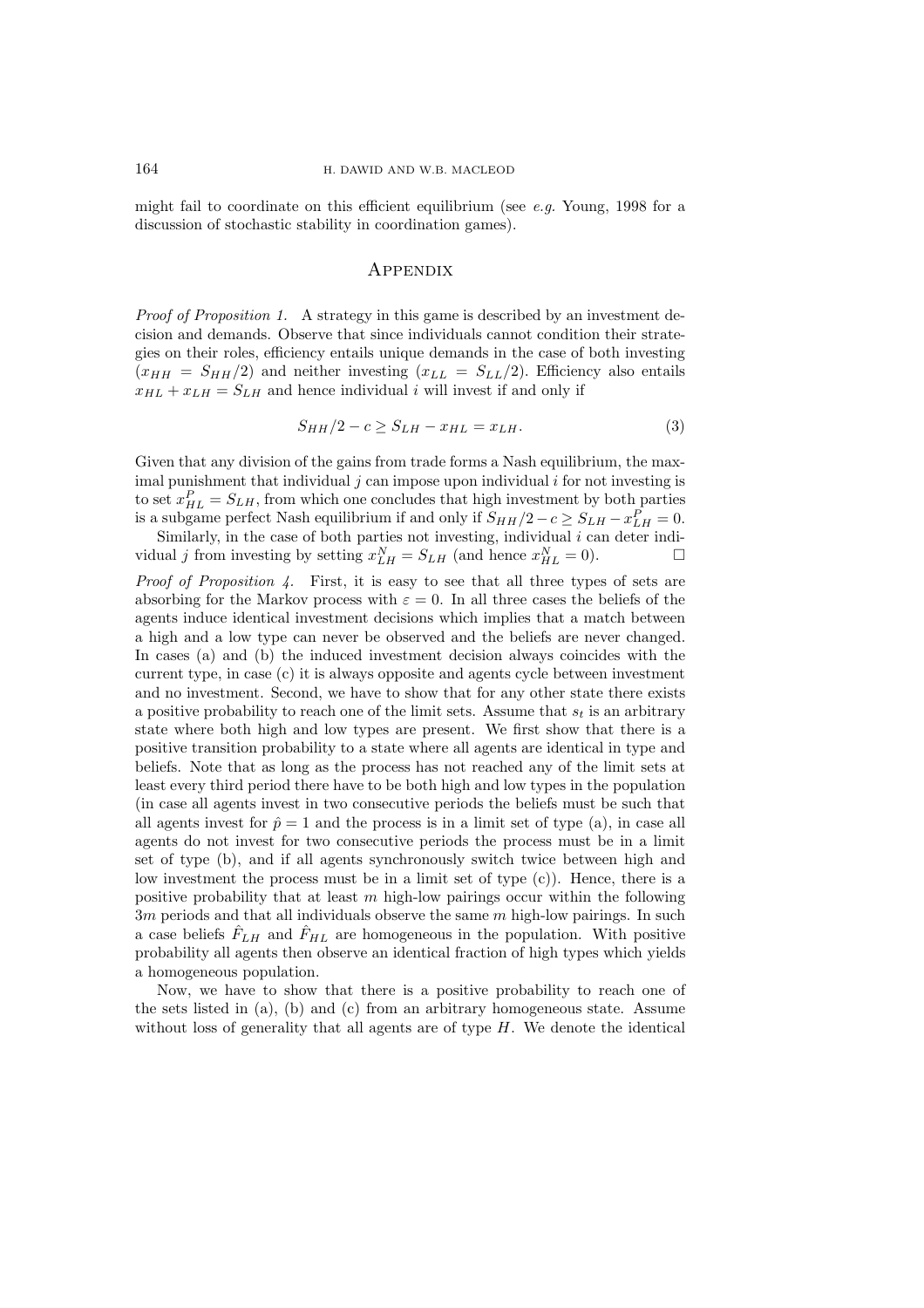might fail to coordinate on this efficient equilibrium (see *e.g.* Young, 1998 for a discussion of stochastic stability in coordination games).

## Appendix

*Proof of Proposition 1.* A strategy in this game is described by an investment decision and demands. Observe that since individuals cannot condition their strategies on their roles, efficiency entails unique demands in the case of both investing ($x_{HH} = S_{HH}/2$) and neither investing ($x_{LL} = S_{LL}/2$). Efficiency also entails $x_{HL} + x_{LH} = S_{LH}$ and hence individual $i$ will invest if and only if

$$S_{HH}/2 - c \geq S_{LH} - x_{HL} = x_{LH}. \tag{3}$$

Given that any division of the gains from trade forms a Nash equilibrium, the maximal punishment that individual $j$ can impose upon individual $i$ for not investing is to set $x^P_{HL} = S_{LH}$, from which one concludes that high investment by both parties is a subgame perfect Nash equilibrium if and only if $S_{HH}/2 - c \geq S_{LH} - x^P_{LH} = 0$.

Similarly, in the case of both parties not investing, individual $i$ can deter individual $j$ from investing by setting $x^N_{LH} = S_{LH}$ (and hence $x^N_{HL} = 0$). □

*Proof of Proposition 4.* First, it is easy to see that all three types of sets are absorbing for the Markov process with $\varepsilon = 0$. In all three cases the beliefs of the agents induce identical investment decisions which implies that a match between a high and a low type can never be observed and the beliefs are never changed. In cases (a) and (b) the induced investment decision always coincides with the current type, in case (c) it is always opposite and agents cycle between investment and no investment. Second, we have to show that for any other state there exists a positive probability to reach one of the limit sets. Assume that $s_t$ is an arbitrary state where both high and low types are present. We first show that there is a positive transition probability to a state where all agents are identical in type and beliefs. Note that as long as the process has not reached any of the limit sets at least every third period there have to be both high and low types in the population (in case all agents invest in two consecutive periods the beliefs must be such that all agents invest for $\hat{p} = 1$ and the process is in a limit set of type (a), in case all agents do not invest for two consecutive periods the process must be in a limit set of type (b), and if all agents synchronously switch twice between high and low investment the process must be in a limit set of type (c)). Hence, there is a positive probability that at least $m$ high-low pairings occur within the following $3m$ periods and that all individuals observe the same $m$ high-low pairings. In such a case beliefs $\hat{F}_{LH}$ and $\hat{F}_{HL}$ are homogeneous in the population. With positive probability all agents then observe an identical fraction of high types which yields a homogeneous population.

Now, we have to show that there is a positive probability to reach one of the sets listed in (a), (b) and (c) from an arbitrary homogeneous state. Assume without loss of generality that all agents are of type $H$. We denote the identical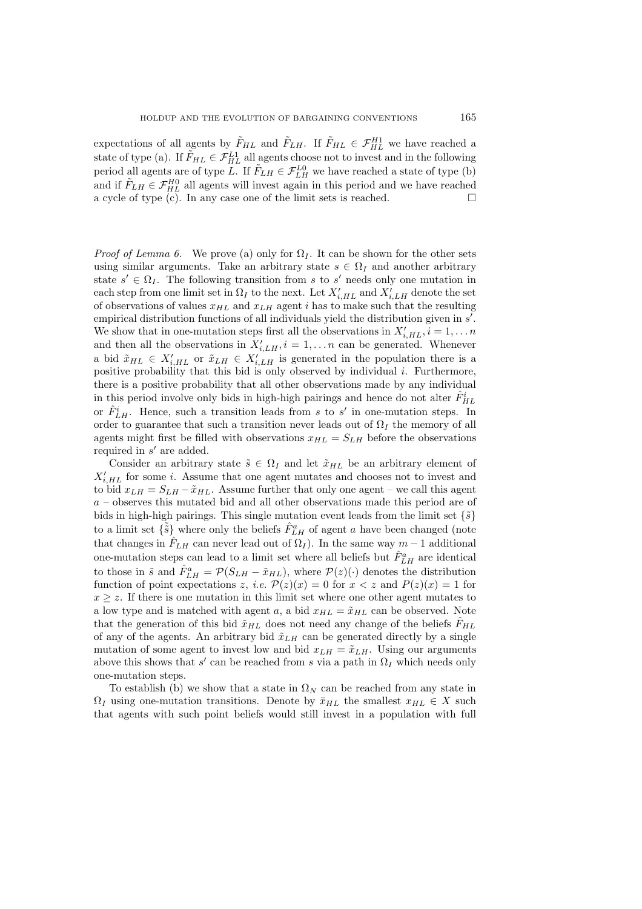expectations of all agents by $\tilde{F}_{HL}$ and $\tilde{F}_{LH}$. If $\tilde{F}_{HL} \in \mathcal{F}_{HL}^{H1}$ we have reached a state of type (a). If $\tilde{F}_{HL} \in \mathcal{F}_{HL}^{L1}$ all agents choose not to invest and in the following period all agents are of type $L$. If $\tilde{F}_{LH} \in \mathcal{F}_{LH}^{L0}$ we have reached a state of type (b) and if $\tilde{F}_{LH} \in \mathcal{F}_{HL}^{H0}$ all agents will invest again in this period and we have reached a cycle of type (c). In any case one of the limit sets is reached. □

*Proof of Lemma 6.* We prove (a) only for $\Omega_I$. It can be shown for the other sets using similar arguments. Take an arbitrary state $s \in \Omega_I$ and another arbitrary state $s' \in \Omega_I$. The following transition from $s$ to $s'$ needs only one mutation in each step from one limit set in $\Omega_I$ to the next. Let $X'_{i,HL}$ and $X'_{i,LH}$ denote the set of observations of values $x_{HL}$ and $x_{LH}$ agent $i$ has to make such that the resulting empirical distribution functions of all individuals yield the distribution given in $s'$. We show that in one-mutation steps first all the observations in $X'_{i,HL}, i = 1, \ldots n$ and then all the observations in $X'_{i,LH}, i = 1, \ldots n$ can be generated. Whenever a bid $\tilde{x}_{HL} \in X'_{i,HL}$ or $\tilde{x}_{LH} \in X'_{i,LH}$ is generated in the population there is a positive probability that this bid is only observed by individual $i$. Furthermore, there is a positive probability that all other observations made by any individual in this period involve only bids in high-high pairings and hence do not alter $\hat{F}^i_{HL}$ or $\hat{F}^i_{LH}$. Hence, such a transition leads from $s$ to $s'$ in one-mutation steps. In order to guarantee that such a transition never leads out of $\Omega_I$ the memory of all agents might first be filled with observations $x_{HL} = S_{LH}$ before the observations required in $s'$ are added.

Consider an arbitrary state $\tilde{s} \in \Omega_I$ and let $\tilde{x}_{HL}$ be an arbitrary element of $X'_{i,HL}$ for some $i$. Assume that one agent mutates and chooses not to invest and to bid $x_{LH} = S_{LH} - \tilde{x}_{HL}$. Assume further that only one agent – we call this agent $a$ – observes this mutated bid and all other observations made this period are of bids in high-high pairings. This single mutation event leads from the limit set $\{\tilde{s}\}$ to a limit set $\{\tilde{\tilde{s}}\}$ where only the beliefs $\hat{F}^a_{LH}$ of agent $a$ have been changed (note that changes in $\hat{F}_{LH}$ can never lead out of $\Omega_I$). In the same way $m-1$ additional one-mutation steps can lead to a limit set where all beliefs but $\hat{F}^a_{LH}$ are identical to those in $\tilde{s}$ and $\hat{F}^a_{LH} = \mathcal{P}(S_{LH} - \tilde{x}_{HL})$, where $\mathcal{P}(z)(\cdot)$ denotes the distribution function of point expectations $z$, *i.e.* $\mathcal{P}(z)(x) = 0$ for $x < z$ and $P(z)(x) = 1$ for $x \geq z$. If there is one mutation in this limit set where one other agent mutates to a low type and is matched with agent $a$, a bid $x_{HL} = \tilde{x}_{HL}$ can be observed. Note that the generation of this bid $\tilde{x}_{HL}$ does not need any change of the beliefs $\hat{F}_{HL}$ of any of the agents. An arbitrary bid $\tilde{x}_{LH}$ can be generated directly by a single mutation of some agent to invest low and bid $x_{LH} = \tilde{x}_{LH}$. Using our arguments above this shows that $s'$ can be reached from $s$ via a path in $\Omega_I$ which needs only one-mutation steps.

To establish (b) we show that a state in $\Omega_N$ can be reached from any state in $\Omega_I$ using one-mutation transitions. Denote by $\bar{x}_{HL}$ the smallest $x_{HL} \in X$ such that agents with such point beliefs would still invest in a population with full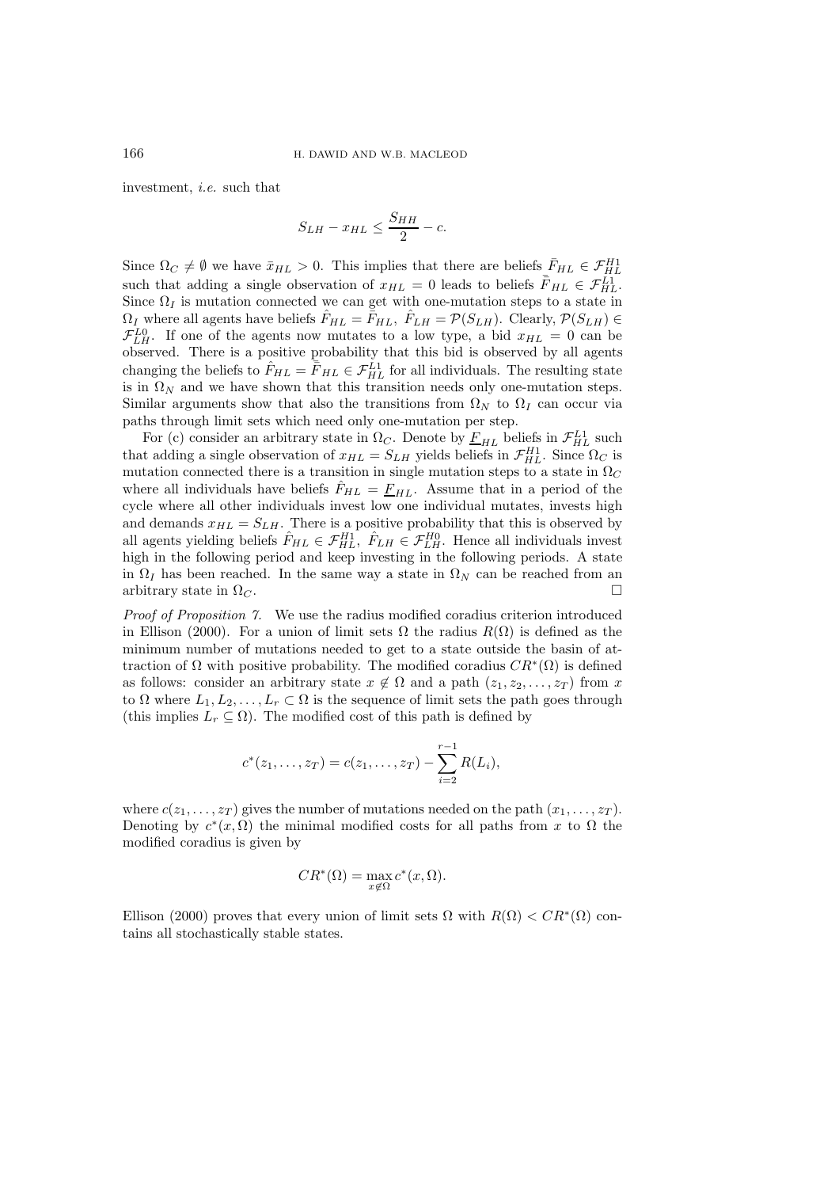investment, *i.e.* such that

$$S_{LH} - x_{HL} \leq \frac{S_{HH}}{2} - c.$$

Since $\Omega_C \neq \emptyset$ we have $\bar{x}_{HL} > 0$. This implies that there are beliefs $\bar{F}_{HL} \in \mathcal{F}_{HL}^{H1}$ such that adding a single observation of $x_{HL} = 0$ leads to beliefs $\bar{\bar{F}}_{HL} \in \mathcal{F}_{HL}^{L1}$. Since $\Omega_I$ is mutation connected we can get with one-mutation steps to a state in $\Omega_I$ where all agents have beliefs $\hat{F}_{HL} = \bar{F}_{HL}$, $\hat{F}_{LH} = \mathcal{P}(S_{LH})$. Clearly, $\mathcal{P}(S_{LH}) \in \mathcal{F}_{LH}^{L0}$. If one of the agents now mutates to a low type, a bid $x_{HL} = 0$ can be observed. There is a positive probability that this bid is observed by all agents changing the beliefs to $\hat{F}_{HL} = \bar{\bar{F}}_{HL} \in \mathcal{F}_{HL}^{L1}$ for all individuals. The resulting state is in $\Omega_N$ and we have shown that this transition needs only one-mutation steps. Similar arguments show that also the transitions from $\Omega_N$ to $\Omega_I$ can occur via paths through limit sets which need only one-mutation per step.

For (c) consider an arbitrary state in $\Omega_C$. Denote by $\underline{F}_{HL}$ beliefs in $\mathcal{F}_{HL}^{L1}$ such that adding a single observation of $x_{HL} = S_{LH}$ yields beliefs in $\mathcal{F}_{HL}^{H1}$. Since $\Omega_C$ is mutation connected there is a transition in single mutation steps to a state in $\Omega_C$ where all individuals have beliefs $\hat{F}_{HL} = \underline{F}_{HL}$. Assume that in a period of the cycle where all other individuals invest low one individual mutates, invests high and demands $x_{HL} = S_{LH}$. There is a positive probability that this is observed by all agents yielding beliefs $\hat{F}_{HL} \in \mathcal{F}_{HL}^{H1}$, $\hat{F}_{LH} \in \mathcal{F}_{LH}^{H0}$. Hence all individuals invest high in the following period and keep investing in the following periods. A state in $\Omega_I$ has been reached. In the same way a state in $\Omega_N$ can be reached from an arbitrary state in $\Omega_C$. □

*Proof of Proposition 7.* We use the radius modified coradius criterion introduced in Ellison (2000). For a union of limit sets $\Omega$ the radius $R(\Omega)$ is defined as the minimum number of mutations needed to get to a state outside the basin of attraction of $\Omega$ with positive probability. The modified coradius $CR^*(\Omega)$ is defined as follows: consider an arbitrary state $x \notin \Omega$ and a path $(z_1, z_2, \ldots, z_T)$ from $x$ to $\Omega$ where $L_1, L_2, \ldots, L_r \subset \Omega$ is the sequence of limit sets the path goes through (this implies $L_r \subseteq \Omega$). The modified cost of this path is defined by

$$c^*(z_1, \ldots, z_T) = c(z_1, \ldots, z_T) - \sum_{i=2}^{r-1} R(L_i),$$

where $c(z_1, \ldots, z_T)$ gives the number of mutations needed on the path $(x_1, \ldots, z_T)$. Denoting by $c^*(x, \Omega)$ the minimal modified costs for all paths from $x$ to $\Omega$ the modified coradius is given by

$$CR^*(\Omega) = \max_{x \notin \Omega} c^*(x, \Omega).$$

Ellison (2000) proves that every union of limit sets $\Omega$ with $R(\Omega) < CR^*(\Omega)$ contains all stochastically stable states.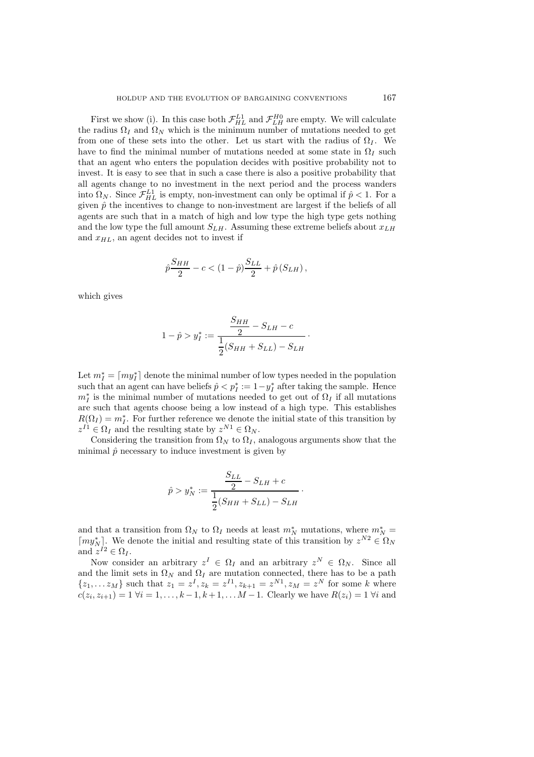First we show (i). In this case both $\mathcal{F}_{HL}^{L1}$ and $\mathcal{F}_{LH}^{H0}$ are empty. We will calculate the radius $\Omega_I$ and $\Omega_N$ which is the minimum number of mutations needed to get from one of these sets into the other. Let us start with the radius of $\Omega_I$. We have to find the minimal number of mutations needed at some state in $\Omega_I$ such that an agent who enters the population decides with positive probability not to invest. It is easy to see that in such a case there is also a positive probability that all agents change to no investment in the next period and the process wanders into $\Omega_N$. Since $\mathcal{F}_{HL}^{L1}$ is empty, non-investment can only be optimal if $\hat{p} < 1$. For a given $\hat{p}$ the incentives to change to non-investment are largest if the beliefs of all agents are such that in a match of high and low type the high type gets nothing and the low type the full amount $S_{LH}$. Assuming these extreme beliefs about $x_{LH}$ and $x_{HL}$, an agent decides not to invest if

$$\hat{p}\frac{S_{HH}}{2} - c < (1-\hat{p})\frac{S_{LL}}{2} + \hat{p}\left(S_{LH}\right),$$

which gives

$$1-\hat{p} > y_I^* := \frac{\dfrac{S_{HH}}{2} - S_{LH} - c}{\dfrac{1}{2}(S_{HH}+S_{LL}) - S_{LH}} \cdot$$

Let $m_I^* = \lceil m y_I^* \rceil$ denote the minimal number of low types needed in the population such that an agent can have beliefs $\hat{p} < p_I^* := 1 - y_I^*$ after taking the sample. Hence $m_I^*$ is the minimal number of mutations needed to get out of $\Omega_I$ if all mutations are such that agents choose being a low instead of a high type. This establishes $R(\Omega_I) = m_I^*$. For further reference we denote the initial state of this transition by $z^{I1} \in \Omega_I$ and the resulting state by $z^{N1} \in \Omega_N$.

Considering the transition from $\Omega_N$ to $\Omega_I$, analogous arguments show that the minimal $\hat{p}$ necessary to induce investment is given by

$$\hat{p} > y_N^* := \frac{\dfrac{S_{LL}}{2} - S_{LH} + c}{\dfrac{1}{2}(S_{HH}+S_{LL}) - S_{LH}} \cdot$$

and that a transition from $\Omega_N$ to $\Omega_I$ needs at least $m_N^*$ mutations, where $m_N^* = \lceil m y_N^* \rceil$. We denote the initial and resulting state of this transition by $z^{N2} \in \Omega_N$ and $z^{I2} \in \Omega_I$.

Now consider an arbitrary $z^I \in \Omega_I$ and an arbitrary $z^N \in \Omega_N$. Since all and the limit sets in $\Omega_N$ and $\Omega_I$ are mutation connected, there has to be a path $\{z_1, \ldots z_M\}$ such that $z_1 = z^I, z_k = z^{I1}, z_{k+1} = z^{N1}, z_M = z^N$ for some $k$ where $c(z_i, z_{i+1}) = 1 \; \forall i = 1, \ldots, k-1, k+1, \ldots M-1$. Clearly we have $R(z_i) = 1 \; \forall i$ and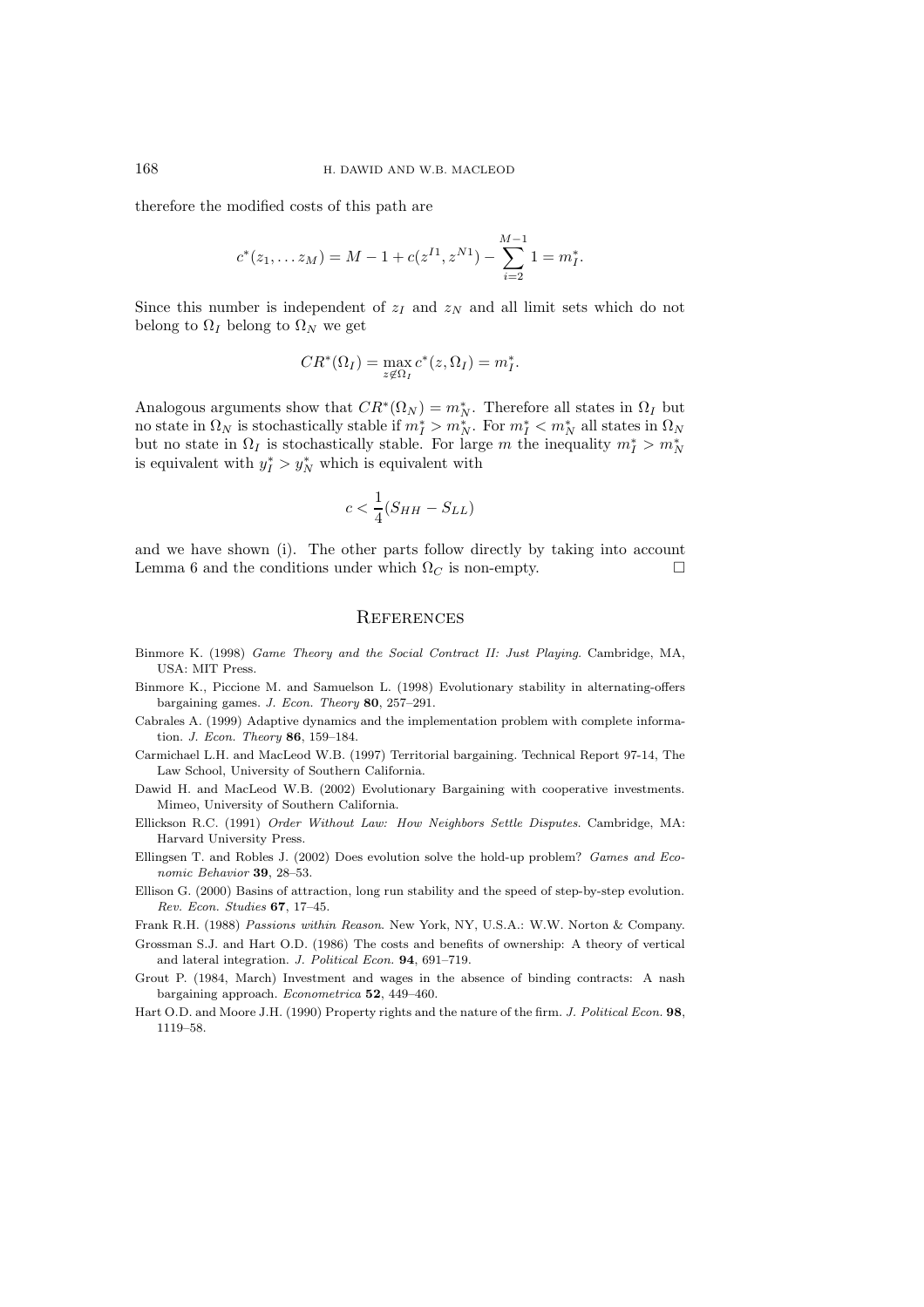therefore the modified costs of this path are

$$c^*(z_1, \dots z_M) = M - 1 + c(z^{I1}, z^{N1}) - \sum_{i=2}^{M-1} 1 = m_I^*.$$

Since this number is independent of $z_I$ and $z_N$ and all limit sets which do not belong to $\Omega_I$ belong to $\Omega_N$ we get

$$CR^*(\Omega_I) = \max_{z \notin \Omega_I} c^*(z, \Omega_I) = m_I^*.$$

Analogous arguments show that $CR^*(\Omega_N) = m_N^*$. Therefore all states in $\Omega_I$ but no state in $\Omega_N$ is stochastically stable if $m_I^* > m_N^*$. For $m_I^* < m_N^*$ all states in $\Omega_N$ but no state in $\Omega_I$ is stochastically stable. For large $m$ the inequality $m_I^* > m_N^*$ is equivalent with $y_I^* > y_N^*$ which is equivalent with

$$c < \frac{1}{4}(S_{HH} - S_{LL})$$

and we have shown (i). The other parts follow directly by taking into account Lemma 6 and the conditions under which $\Omega_C$ is non-empty. □

## References

Binmore K. (1998) *Game Theory and the Social Contract II: Just Playing*. Cambridge, MA, USA: MIT Press.

Binmore K., Piccione M. and Samuelson L. (1998) Evolutionary stability in alternating-offers bargaining games. *J. Econ. Theory* **80**, 257–291.

Cabrales A. (1999) Adaptive dynamics and the implementation problem with complete information. *J. Econ. Theory* **86**, 159–184.

Carmichael L.H. and MacLeod W.B. (1997) Territorial bargaining. Technical Report 97-14, The Law School, University of Southern California.

Dawid H. and MacLeod W.B. (2002) Evolutionary Bargaining with cooperative investments. Mimeo, University of Southern California.

Ellickson R.C. (1991) *Order Without Law: How Neighbors Settle Disputes*. Cambridge, MA: Harvard University Press.

Ellingsen T. and Robles J. (2002) Does evolution solve the hold-up problem? *Games and Economic Behavior* **39**, 28–53.

Ellison G. (2000) Basins of attraction, long run stability and the speed of step-by-step evolution. *Rev. Econ. Studies* **67**, 17–45.

Frank R.H. (1988) *Passions within Reason*. New York, NY, U.S.A.: W.W. Norton & Company.

Grossman S.J. and Hart O.D. (1986) The costs and benefits of ownership: A theory of vertical and lateral integration. *J. Political Econ.* **94**, 691–719.

Grout P. (1984, March) Investment and wages in the absence of binding contracts: A nash bargaining approach. *Econometrica* **52**, 449–460.

Hart O.D. and Moore J.H. (1990) Property rights and the nature of the firm. *J. Political Econ.* **98**, 1119–58.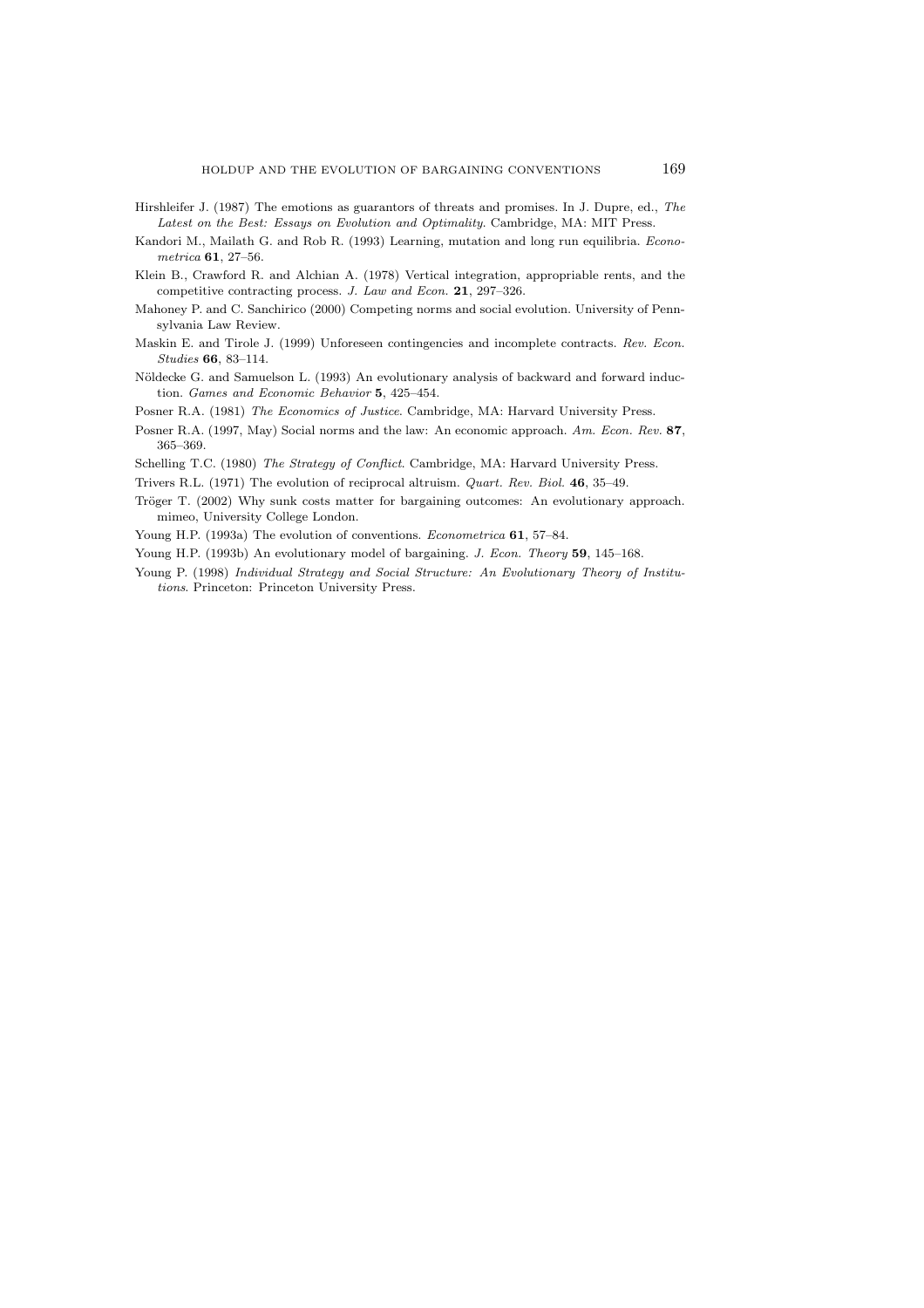Hirshleifer J. (1987) The emotions as guarantors of threats and promises. In J. Dupre, ed., *The Latest on the Best: Essays on Evolution and Optimality*. Cambridge, MA: MIT Press.

Kandori M., Mailath G. and Rob R. (1993) Learning, mutation and long run equilibria. *Econometrica* **61**, 27–56.

Klein B., Crawford R. and Alchian A. (1978) Vertical integration, appropriable rents, and the competitive contracting process. *J. Law and Econ.* **21**, 297–326.

Mahoney P. and C. Sanchirico (2000) Competing norms and social evolution. University of Pennsylvania Law Review.

Maskin E. and Tirole J. (1999) Unforeseen contingencies and incomplete contracts. *Rev. Econ. Studies* **66**, 83–114.

Nöldecke G. and Samuelson L. (1993) An evolutionary analysis of backward and forward induction. *Games and Economic Behavior* **5**, 425–454.

Posner R.A. (1981) *The Economics of Justice*. Cambridge, MA: Harvard University Press.

Posner R.A. (1997, May) Social norms and the law: An economic approach. *Am. Econ. Rev.* **87**, 365–369.

Schelling T.C. (1980) *The Strategy of Conflict*. Cambridge, MA: Harvard University Press.

Trivers R.L. (1971) The evolution of reciprocal altruism. *Quart. Rev. Biol.* **46**, 35–49.

Tröger T. (2002) Why sunk costs matter for bargaining outcomes: An evolutionary approach. mimeo, University College London.

Young H.P. (1993a) The evolution of conventions. *Econometrica* **61**, 57–84.

Young H.P. (1993b) An evolutionary model of bargaining. *J. Econ. Theory* **59**, 145–168.

Young P. (1998) *Individual Strategy and Social Structure: An Evolutionary Theory of Institutions*. Princeton: Princeton University Press.